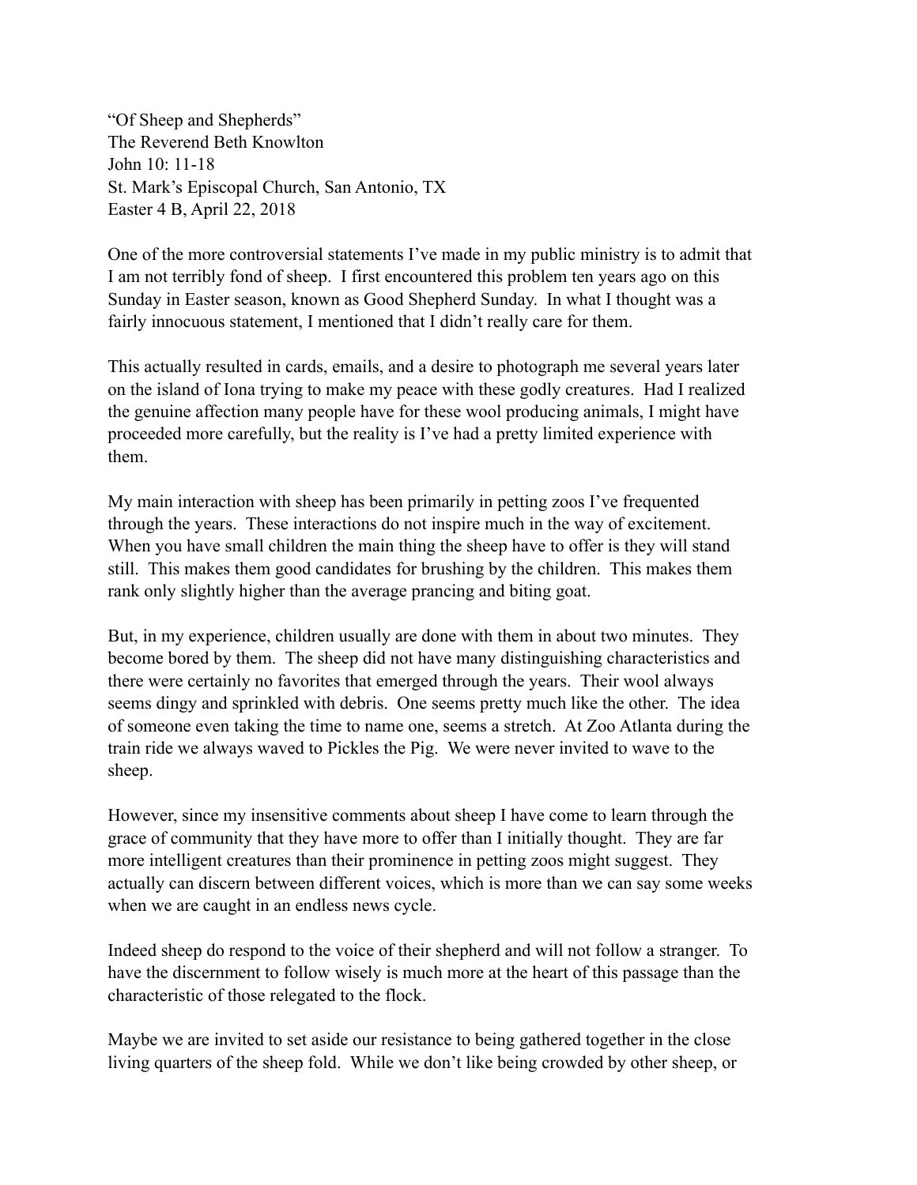"Of Sheep and Shepherds"
The Reverend Beth Knowlton
John 10: 11-18
St. Mark's Episcopal Church, San Antonio, TX
Easter 4 B, April 22, 2018

One of the more controversial statements I've made in my public ministry is to admit that I am not terribly fond of sheep. I first encountered this problem ten years ago on this Sunday in Easter season, known as Good Shepherd Sunday. In what I thought was a fairly innocuous statement, I mentioned that I didn't really care for them.

This actually resulted in cards, emails, and a desire to photograph me several years later on the island of Iona trying to make my peace with these godly creatures. Had I realized the genuine affection many people have for these wool producing animals, I might have proceeded more carefully, but the reality is I've had a pretty limited experience with them.

My main interaction with sheep has been primarily in petting zoos I've frequented through the years. These interactions do not inspire much in the way of excitement. When you have small children the main thing the sheep have to offer is they will stand still. This makes them good candidates for brushing by the children. This makes them rank only slightly higher than the average prancing and biting goat.

But, in my experience, children usually are done with them in about two minutes. They become bored by them. The sheep did not have many distinguishing characteristics and there were certainly no favorites that emerged through the years. Their wool always seems dingy and sprinkled with debris. One seems pretty much like the other. The idea of someone even taking the time to name one, seems a stretch. At Zoo Atlanta during the train ride we always waved to Pickles the Pig. We were never invited to wave to the sheep.

However, since my insensitive comments about sheep I have come to learn through the grace of community that they have more to offer than I initially thought. They are far more intelligent creatures than their prominence in petting zoos might suggest. They actually can discern between different voices, which is more than we can say some weeks when we are caught in an endless news cycle.

Indeed sheep do respond to the voice of their shepherd and will not follow a stranger. To have the discernment to follow wisely is much more at the heart of this passage than the characteristic of those relegated to the flock.

Maybe we are invited to set aside our resistance to being gathered together in the close living quarters of the sheep fold. While we don't like being crowded by other sheep, or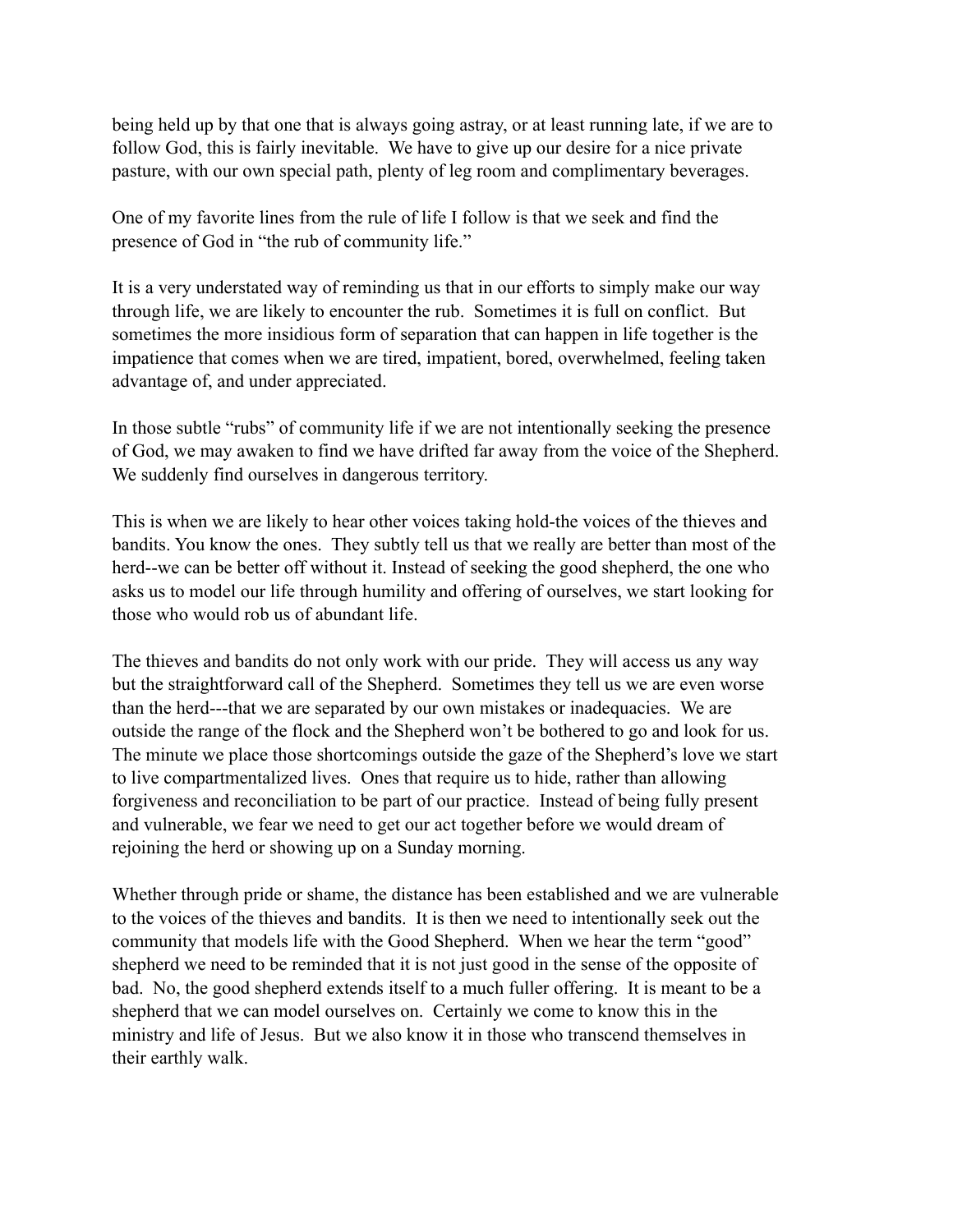being held up by that one that is always going astray, or at least running late, if we are to follow God, this is fairly inevitable. We have to give up our desire for a nice private pasture, with our own special path, plenty of leg room and complimentary beverages.

One of my favorite lines from the rule of life I follow is that we seek and find the presence of God in "the rub of community life."

It is a very understated way of reminding us that in our efforts to simply make our way through life, we are likely to encounter the rub. Sometimes it is full on conflict. But sometimes the more insidious form of separation that can happen in life together is the impatience that comes when we are tired, impatient, bored, overwhelmed, feeling taken advantage of, and under appreciated.

In those subtle "rubs" of community life if we are not intentionally seeking the presence of God, we may awaken to find we have drifted far away from the voice of the Shepherd. We suddenly find ourselves in dangerous territory.

This is when we are likely to hear other voices taking hold-the voices of the thieves and bandits. You know the ones. They subtly tell us that we really are better than most of the herd--we can be better off without it. Instead of seeking the good shepherd, the one who asks us to model our life through humility and offering of ourselves, we start looking for those who would rob us of abundant life.

The thieves and bandits do not only work with our pride. They will access us any way but the straightforward call of the Shepherd. Sometimes they tell us we are even worse than the herd---that we are separated by our own mistakes or inadequacies. We are outside the range of the flock and the Shepherd won't be bothered to go and look for us. The minute we place those shortcomings outside the gaze of the Shepherd's love we start to live compartmentalized lives. Ones that require us to hide, rather than allowing forgiveness and reconciliation to be part of our practice. Instead of being fully present and vulnerable, we fear we need to get our act together before we would dream of rejoining the herd or showing up on a Sunday morning.

Whether through pride or shame, the distance has been established and we are vulnerable to the voices of the thieves and bandits. It is then we need to intentionally seek out the community that models life with the Good Shepherd. When we hear the term "good" shepherd we need to be reminded that it is not just good in the sense of the opposite of bad. No, the good shepherd extends itself to a much fuller offering. It is meant to be a shepherd that we can model ourselves on. Certainly we come to know this in the ministry and life of Jesus. But we also know it in those who transcend themselves in their earthly walk.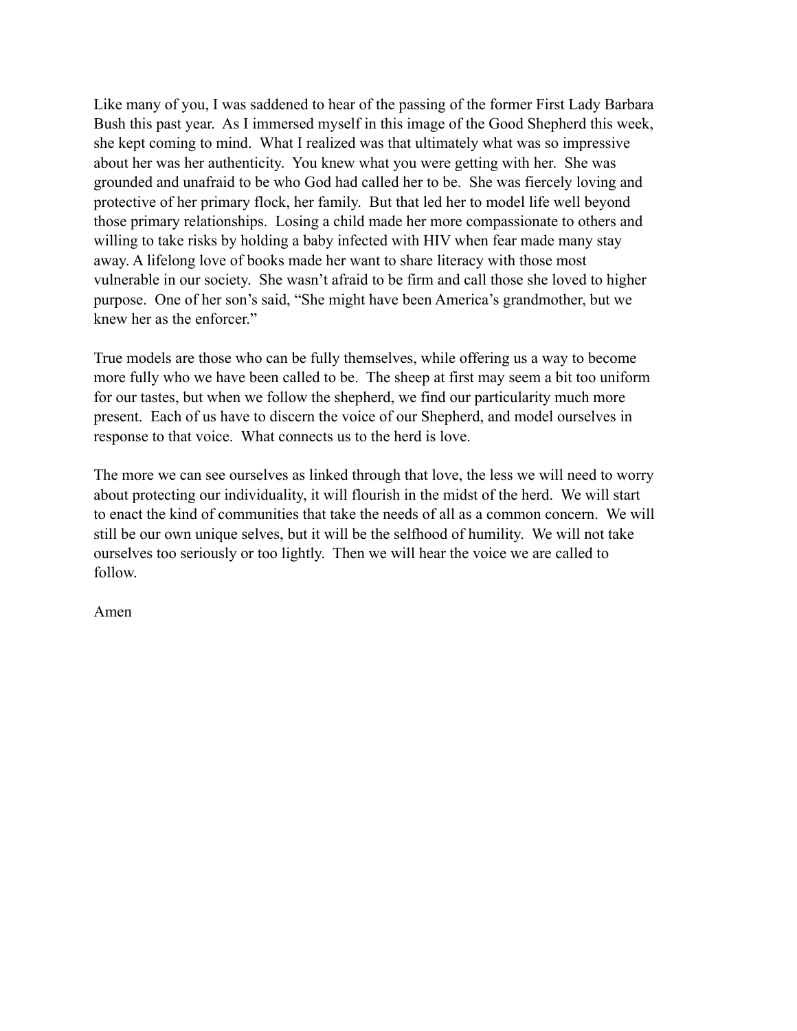Like many of you, I was saddened to hear of the passing of the former First Lady Barbara Bush this past year. As I immersed myself in this image of the Good Shepherd this week, she kept coming to mind. What I realized was that ultimately what was so impressive about her was her authenticity. You knew what you were getting with her. She was grounded and unafraid to be who God had called her to be. She was fiercely loving and protective of her primary flock, her family. But that led her to model life well beyond those primary relationships. Losing a child made her more compassionate to others and willing to take risks by holding a baby infected with HIV when fear made many stay away. A lifelong love of books made her want to share literacy with those most vulnerable in our society. She wasn't afraid to be firm and call those she loved to higher purpose. One of her son's said, "She might have been America's grandmother, but we knew her as the enforcer."

True models are those who can be fully themselves, while offering us a way to become more fully who we have been called to be. The sheep at first may seem a bit too uniform for our tastes, but when we follow the shepherd, we find our particularity much more present. Each of us have to discern the voice of our Shepherd, and model ourselves in response to that voice. What connects us to the herd is love.

The more we can see ourselves as linked through that love, the less we will need to worry about protecting our individuality, it will flourish in the midst of the herd. We will start to enact the kind of communities that take the needs of all as a common concern. We will still be our own unique selves, but it will be the selfhood of humility. We will not take ourselves too seriously or too lightly. Then we will hear the voice we are called to follow.

Amen